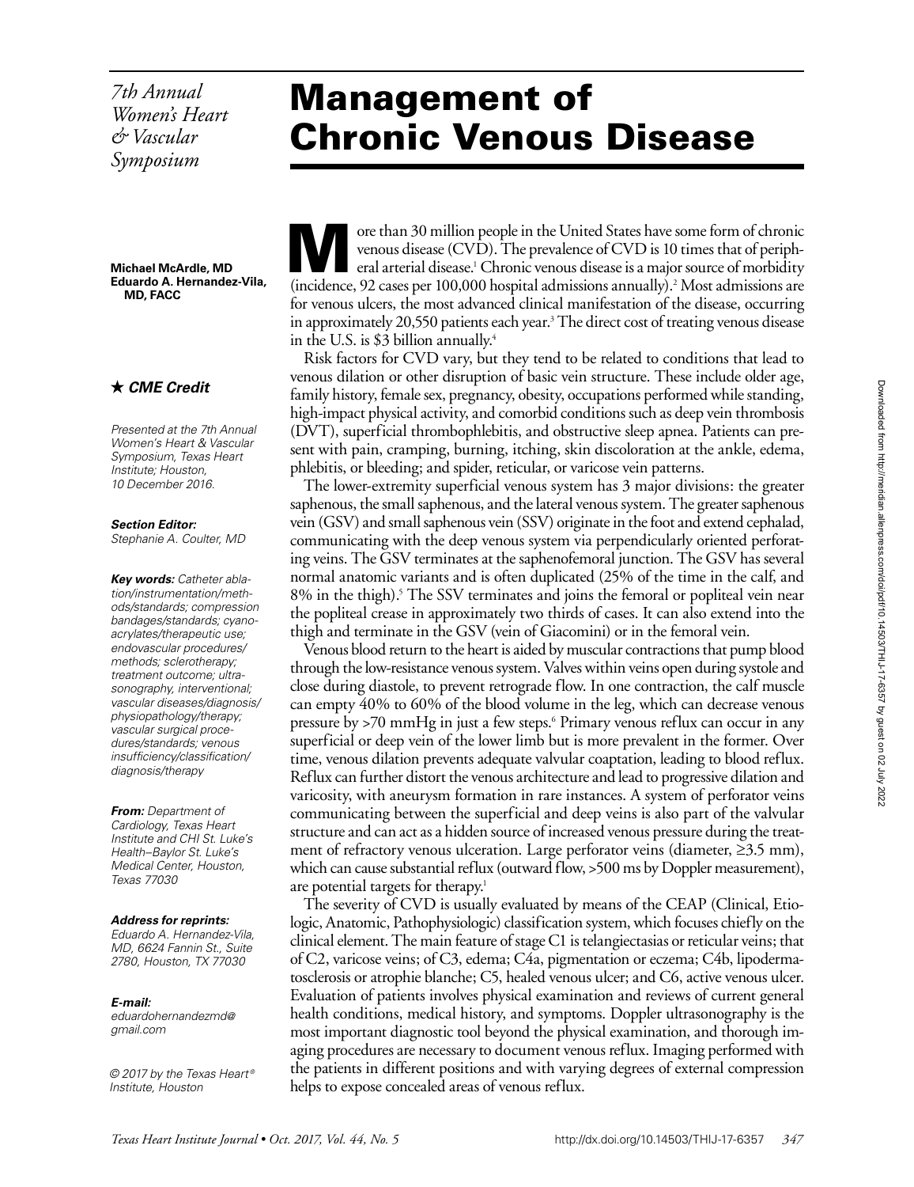*7th Annual Women's Heart & Vascular Symposium*

# Management of Chronic Venous Disease

**Michael McArdle, MD**
**Eduardo A. Hernandez-Vila, MD, FACC**

★ ***CME Credit***

*Presented at the 7th Annual Women's Heart & Vascular Symposium, Texas Heart Institute; Houston, 10 December 2016.*

***Section Editor:***
*Stephanie A. Coulter, MD*

***Key words:*** *Catheter ablation/instrumentation/methods/standards; compression bandages/standards; cyanoacrylates/therapeutic use; endovascular procedures/methods; sclerotherapy; treatment outcome; ultrasonography, interventional; vascular diseases/diagnosis/physiopathology/therapy; vascular surgical procedures/standards; venous insufficiency/classification/diagnosis/therapy*

***From:*** *Department of Cardiology, Texas Heart Institute and CHI St. Luke's Health–Baylor St. Luke's Medical Center, Houston, Texas 77030*

***Address for reprints:***
*Eduardo A. Hernandez-Vila, MD, 6624 Fannin St., Suite 2780, Houston, TX 77030*

***E-mail:***
*eduardohernandezmd@gmail.com*

*© 2017 by the Texas Heart® Institute, Houston*

More than 30 million people in the United States have some form of chronic venous disease (CVD). The prevalence of CVD is 10 times that of peripheral arterial disease.[1] Chronic venous disease is a major source of morbidity (incidence, 92 cases per 100,000 hospital admissions annually).[2] Most admissions are for venous ulcers, the most advanced clinical manifestation of the disease, occurring in approximately 20,550 patients each year.[3] The direct cost of treating venous disease in the U.S. is $3 billion annually.[4]

Risk factors for CVD vary, but they tend to be related to conditions that lead to venous dilation or other disruption of basic vein structure. These include older age, family history, female sex, pregnancy, obesity, occupations performed while standing, high-impact physical activity, and comorbid conditions such as deep vein thrombosis (DVT), superficial thrombophlebitis, and obstructive sleep apnea. Patients can present with pain, cramping, burning, itching, skin discoloration at the ankle, edema, phlebitis, or bleeding; and spider, reticular, or varicose vein patterns.

The lower-extremity superficial venous system has 3 major divisions: the greater saphenous, the small saphenous, and the lateral venous system. The greater saphenous vein (GSV) and small saphenous vein (SSV) originate in the foot and extend cephalad, communicating with the deep venous system via perpendicularly oriented perforating veins. The GSV terminates at the saphenofemoral junction. The GSV has several normal anatomic variants and is often duplicated (25% of the time in the calf, and 8% in the thigh).[5] The SSV terminates and joins the femoral or popliteal vein near the popliteal crease in approximately two thirds of cases. It can also extend into the thigh and terminate in the GSV (vein of Giacomini) or in the femoral vein.

Venous blood return to the heart is aided by muscular contractions that pump blood through the low-resistance venous system. Valves within veins open during systole and close during diastole, to prevent retrograde flow. In one contraction, the calf muscle can empty 40% to 60% of the blood volume in the leg, which can decrease venous pressure by >70 mmHg in just a few steps.[6] Primary venous reflux can occur in any superficial or deep vein of the lower limb but is more prevalent in the former. Over time, venous dilation prevents adequate valvular coaptation, leading to blood reflux. Reflux can further distort the venous architecture and lead to progressive dilation and varicosity, with aneurysm formation in rare instances. A system of perforator veins communicating between the superficial and deep veins is also part of the valvular structure and can act as a hidden source of increased venous pressure during the treatment of refractory venous ulceration. Large perforator veins (diameter, ≥3.5 mm), which can cause substantial reflux (outward flow, >500 ms by Doppler measurement), are potential targets for therapy.[1]

The severity of CVD is usually evaluated by means of the CEAP (Clinical, Etiologic, Anatomic, Pathophysiologic) classification system, which focuses chiefly on the clinical element. The main feature of stage C1 is telangiectasias or reticular veins; that of C2, varicose veins; of C3, edema; C4a, pigmentation or eczema; C4b, lipodermatosclerosis or atrophie blanche; C5, healed venous ulcer; and C6, active venous ulcer. Evaluation of patients involves physical examination and reviews of current general health conditions, medical history, and symptoms. Doppler ultrasonography is the most important diagnostic tool beyond the physical examination, and thorough imaging procedures are necessary to document venous reflux. Imaging performed with the patients in different positions and with varying degrees of external compression helps to expose concealed areas of venous reflux.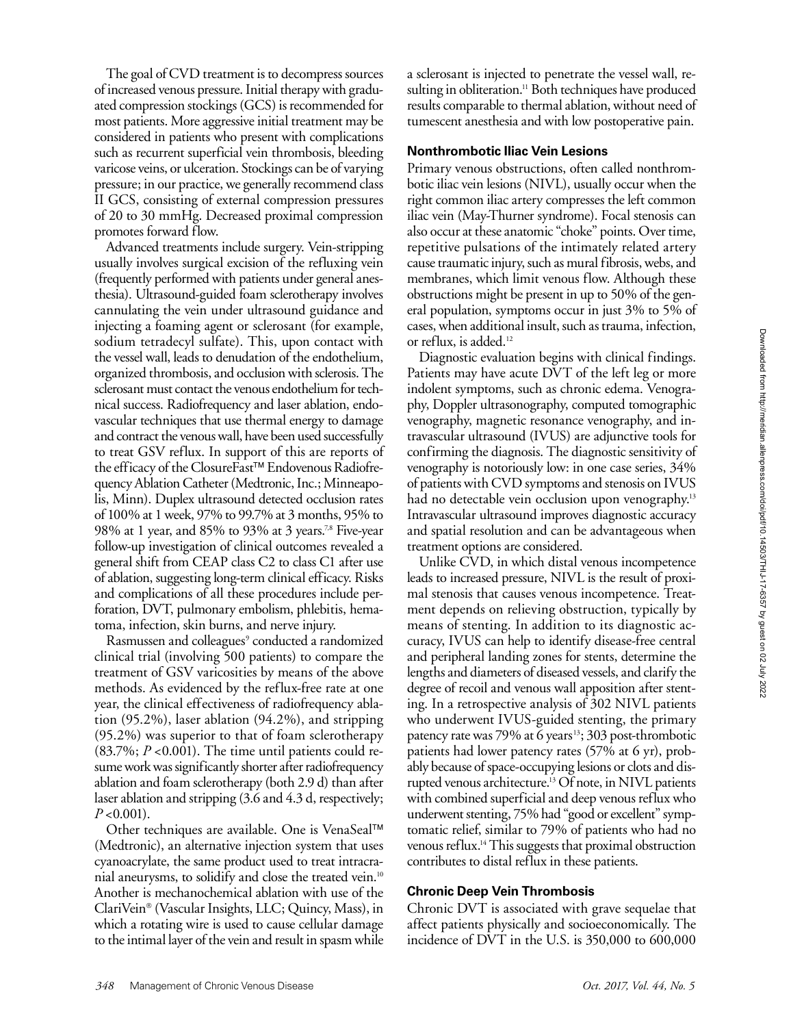The goal of CVD treatment is to decompress sources of increased venous pressure. Initial therapy with graduated compression stockings (GCS) is recommended for most patients. More aggressive initial treatment may be considered in patients who present with complications such as recurrent superficial vein thrombosis, bleeding varicose veins, or ulceration. Stockings can be of varying pressure; in our practice, we generally recommend class II GCS, consisting of external compression pressures of 20 to 30 mmHg. Decreased proximal compression promotes forward flow.

Advanced treatments include surgery. Vein-stripping usually involves surgical excision of the refluxing vein (frequently performed with patients under general anesthesia). Ultrasound-guided foam sclerotherapy involves cannulating the vein under ultrasound guidance and injecting a foaming agent or sclerosant (for example, sodium tetradecyl sulfate). This, upon contact with the vessel wall, leads to denudation of the endothelium, organized thrombosis, and occlusion with sclerosis. The sclerosant must contact the venous endothelium for technical success. Radiofrequency and laser ablation, endovascular techniques that use thermal energy to damage and contract the venous wall, have been used successfully to treat GSV reflux. In support of this are reports of the efficacy of the ClosureFast™ Endovenous Radiofrequency Ablation Catheter (Medtronic, Inc.; Minneapolis, Minn). Duplex ultrasound detected occlusion rates of 100% at 1 week, 97% to 99.7% at 3 months, 95% to 98% at 1 year, and 85% to 93% at 3 years.[7,8] Five-year follow-up investigation of clinical outcomes revealed a general shift from CEAP class C2 to class C1 after use of ablation, suggesting long-term clinical efficacy. Risks and complications of all these procedures include perforation, DVT, pulmonary embolism, phlebitis, hematoma, infection, skin burns, and nerve injury.

Rasmussen and colleagues[9] conducted a randomized clinical trial (involving 500 patients) to compare the treatment of GSV varicosities by means of the above methods. As evidenced by the reflux-free rate at one year, the clinical effectiveness of radiofrequency ablation (95.2%), laser ablation (94.2%), and stripping (95.2%) was superior to that of foam sclerotherapy (83.7%; $P < 0.001$). The time until patients could resume work was significantly shorter after radiofrequency ablation and foam sclerotherapy (both 2.9 d) than after laser ablation and stripping (3.6 and 4.3 d, respectively; $P < 0.001$).

Other techniques are available. One is VenaSeal™ (Medtronic), an alternative injection system that uses cyanoacrylate, the same product used to treat intracranial aneurysms, to solidify and close the treated vein.[10] Another is mechanochemical ablation with use of the ClariVein® (Vascular Insights, LLC; Quincy, Mass), in which a rotating wire is used to cause cellular damage to the intimal layer of the vein and result in spasm while a sclerosant is injected to penetrate the vessel wall, resulting in obliteration.[11] Both techniques have produced results comparable to thermal ablation, without need of tumescent anesthesia and with low postoperative pain.

### Nonthrombotic Iliac Vein Lesions

Primary venous obstructions, often called nonthrombotic iliac vein lesions (NIVL), usually occur when the right common iliac artery compresses the left common iliac vein (May-Thurner syndrome). Focal stenosis can also occur at these anatomic "choke" points. Over time, repetitive pulsations of the intimately related artery cause traumatic injury, such as mural fibrosis, webs, and membranes, which limit venous flow. Although these obstructions might be present in up to 50% of the general population, symptoms occur in just 3% to 5% of cases, when additional insult, such as trauma, infection, or reflux, is added.[12]

Diagnostic evaluation begins with clinical findings. Patients may have acute DVT of the left leg or more indolent symptoms, such as chronic edema. Venography, Doppler ultrasonography, computed tomographic venography, magnetic resonance venography, and intravascular ultrasound (IVUS) are adjunctive tools for confirming the diagnosis. The diagnostic sensitivity of venography is notoriously low: in one case series, 34% of patients with CVD symptoms and stenosis on IVUS had no detectable vein occlusion upon venography.[13] Intravascular ultrasound improves diagnostic accuracy and spatial resolution and can be advantageous when treatment options are considered.

Unlike CVD, in which distal venous incompetence leads to increased pressure, NIVL is the result of proximal stenosis that causes venous incompetence. Treatment depends on relieving obstruction, typically by means of stenting. In addition to its diagnostic accuracy, IVUS can help to identify disease-free central and peripheral landing zones for stents, determine the lengths and diameters of diseased vessels, and clarify the degree of recoil and venous wall apposition after stenting. In a retrospective analysis of 302 NIVL patients who underwent IVUS-guided stenting, the primary patency rate was 79% at 6 years[13]; 303 post-thrombotic patients had lower patency rates (57% at 6 yr), probably because of space-occupying lesions or clots and disrupted venous architecture.[13] Of note, in NIVL patients with combined superficial and deep venous reflux who underwent stenting, 75% had "good or excellent" symptomatic relief, similar to 79% of patients who had no venous reflux.[14] This suggests that proximal obstruction contributes to distal reflux in these patients.

### Chronic Deep Vein Thrombosis

Chronic DVT is associated with grave sequelae that affect patients physically and socioeconomically. The incidence of DVT in the U.S. is 350,000 to 600,000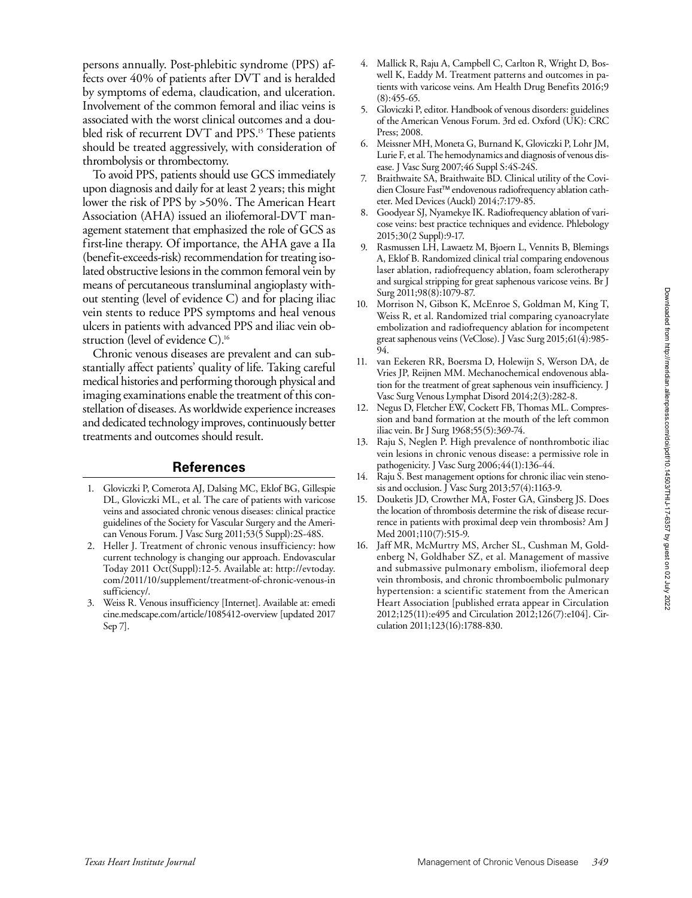persons annually. Post-phlebitic syndrome (PPS) affects over 40% of patients after DVT and is heralded by symptoms of edema, claudication, and ulceration. Involvement of the common femoral and iliac veins is associated with the worst clinical outcomes and a doubled risk of recurrent DVT and PPS.[15] These patients should be treated aggressively, with consideration of thrombolysis or thrombectomy.

To avoid PPS, patients should use GCS immediately upon diagnosis and daily for at least 2 years; this might lower the risk of PPS by >50%. The American Heart Association (AHA) issued an iliofemoral-DVT management statement that emphasized the role of GCS as first-line therapy. Of importance, the AHA gave a IIa (benefit-exceeds-risk) recommendation for treating isolated obstructive lesions in the common femoral vein by means of percutaneous transluminal angioplasty without stenting (level of evidence C) and for placing iliac vein stents to reduce PPS symptoms and heal venous ulcers in patients with advanced PPS and iliac vein obstruction (level of evidence C).[16]

Chronic venous diseases are prevalent and can substantially affect patients' quality of life. Taking careful medical histories and performing thorough physical and imaging examinations enable the treatment of this constellation of diseases. As worldwide experience increases and dedicated technology improves, continuously better treatments and outcomes should result.

## References

1. Gloviczki P, Comerota AJ, Dalsing MC, Eklof BG, Gillespie DL, Gloviczki ML, et al. The care of patients with varicose veins and associated chronic venous diseases: clinical practice guidelines of the Society for Vascular Surgery and the American Venous Forum. J Vasc Surg 2011;53(5 Suppl):2S-48S.
2. Heller J. Treatment of chronic venous insufficiency: how current technology is changing our approach. Endovascular Today 2011 Oct(Suppl):12-5. Available at: http://evtoday.com/2011/10/supplement/treatment-of-chronic-venous-insufficiency/.
3. Weiss R. Venous insufficiency [Internet]. Available at: emedicine.medscape.com/article/1085412-overview [updated 2017 Sep 7].
4. Mallick R, Raju A, Campbell C, Carlton R, Wright D, Boswell K, Eaddy M. Treatment patterns and outcomes in patients with varicose veins. Am Health Drug Benefits 2016;9(8):455-65.
5. Gloviczki P, editor. Handbook of venous disorders: guidelines of the American Venous Forum. 3rd ed. Oxford (UK): CRC Press; 2008.
6. Meissner MH, Moneta G, Burnand K, Gloviczki P, Lohr JM, Lurie F, et al. The hemodynamics and diagnosis of venous disease. J Vasc Surg 2007;46 Suppl S:4S-24S.
7. Braithwaite SA, Braithwaite BD. Clinical utility of the Covidien Closure Fast™ endovenous radiofrequency ablation catheter. Med Devices (Auckl) 2014;7:179-85.
8. Goodyear SJ, Nyamekye IK. Radiofrequency ablation of varicose veins: best practice techniques and evidence. Phlebology 2015;30(2 Suppl):9-17.
9. Rasmussen LH, Lawaetz M, Bjoern L, Vennits B, Blemings A, Eklof B. Randomized clinical trial comparing endovenous laser ablation, radiofrequency ablation, foam sclerotherapy and surgical stripping for great saphenous varicose veins. Br J Surg 2011;98(8):1079-87.
10. Morrison N, Gibson K, McEnroe S, Goldman M, King T, Weiss R, et al. Randomized trial comparing cyanoacrylate embolization and radiofrequency ablation for incompetent great saphenous veins (VeClose). J Vasc Surg 2015;61(4):985-94.
11. van Eekeren RR, Boersma D, Holewijn S, Werson DA, de Vries JP, Reijnen MM. Mechanochemical endovenous ablation for the treatment of great saphenous vein insufficiency. J Vasc Surg Venous Lymphat Disord 2014;2(3):282-8.
12. Negus D, Fletcher EW, Cockett FB, Thomas ML. Compression and band formation at the mouth of the left common iliac vein. Br J Surg 1968;55(5):369-74.
13. Raju S, Neglen P. High prevalence of nonthrombotic iliac vein lesions in chronic venous disease: a permissive role in pathogenicity. J Vasc Surg 2006;44(1):136-44.
14. Raju S. Best management options for chronic iliac vein stenosis and occlusion. J Vasc Surg 2013;57(4):1163-9.
15. Douketis JD, Crowther MA, Foster GA, Ginsberg JS. Does the location of thrombosis determine the risk of disease recurrence in patients with proximal deep vein thrombosis? Am J Med 2001;110(7):515-9.
16. Jaff MR, McMurtry MS, Archer SL, Cushman M, Goldenberg N, Goldhaber SZ, et al. Management of massive and submassive pulmonary embolism, iliofemoral deep vein thrombosis, and chronic thromboembolic pulmonary hypertension: a scientific statement from the American Heart Association [published errata appear in Circulation 2012;125(11):e495 and Circulation 2012;126(7):e104]. Circulation 2011;123(16):1788-830.